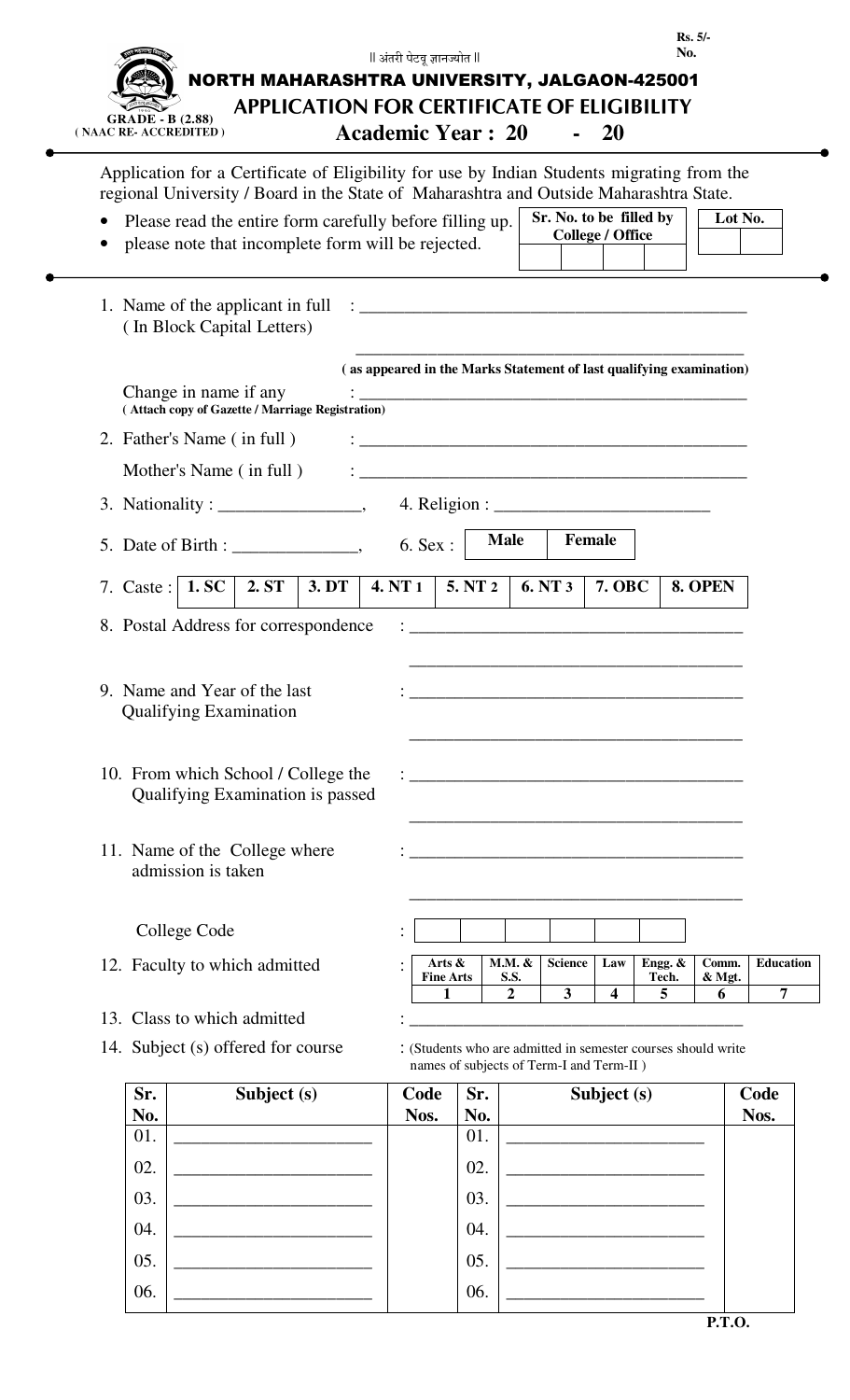Rs. 5/-
No.

|| अंतरी पेटवू ज्ञानज्योत ||

GRADE - B (2.88)
( NAAC RE- ACCREDITED )

# NORTH MAHARASHTRA UNIVERSITY, JALGAON-425001

## APPLICATION FOR CERTIFICATE OF ELIGIBILITY

### Academic Year : 20 - 20

Application for a Certificate of Eligibility for use by Indian Students migrating from the regional University / Board in the State of Maharashtra and Outside Maharashtra State.

- Please read the entire form carefully before filling up.
- please note that incomplete form will be rejected.

| Sr. No. to be filled by College / Office | | | | Lot No. | |
|---|---|---|---|---|---|
| | | | | | |

1. Name of the applicant in full ( In Block Capital Letters) : ______________________________

   ______________________________
   **( as appeared in the Marks Statement of last qualifying examination)**

   Change in name if any : ______________________________
   **( Attach copy of Gazette / Marriage Registration)**

2. Father's Name ( in full ) : ______________________________

   Mother's Name ( in full ) : ______________________________

3. Nationality : ________________, 4. Religion : ________________________

5. Date of Birth : ______________, 6. Sex : **Male** | **Female**

7. Caste : **1. SC** | **2. ST** | **3. DT** | **4. NT 1** | **5. NT 2** | **6. NT 3** | **7. OBC** | **8. OPEN**

8. Postal Address for correspondence : ______________________________

   ______________________________

9. Name and Year of the last Qualifying Examination : ______________________________

   ______________________________

10. From which School / College the Qualifying Examination is passed : ______________________________

    ______________________________

11. Name of the College where admission is taken : ______________________________

    ______________________________

    College Code : | | | | | | |

12. Faculty to which admitted :

| Arts & Fine Arts | M.M. & S.S. | Science | Law | Engg. & Tech. | Comm. & Mgt. | Education |
|---|---|---|---|---|---|---|
| 1 | 2 | 3 | 4 | 5 | 6 | 7 |

13. Class to which admitted : ______________________________

14. Subject (s) offered for course : (Students who are admitted in semester courses should write names of subjects of Term-I and Term-II )

| Sr. No. | Subject (s) | Code Nos. | Sr. No. | Subject (s) | Code Nos. |
|---|---|---|---|---|---|
| 01. | ____________________ | | 01. | ____________________ | |
| 02. | ____________________ | | 02. | ____________________ | |
| 03. | ____________________ | | 03. | ____________________ | |
| 04. | ____________________ | | 04. | ____________________ | |
| 05. | ____________________ | | 05. | ____________________ | |
| 06. | ____________________ | | 06. | ____________________ | |

**P.T.O.**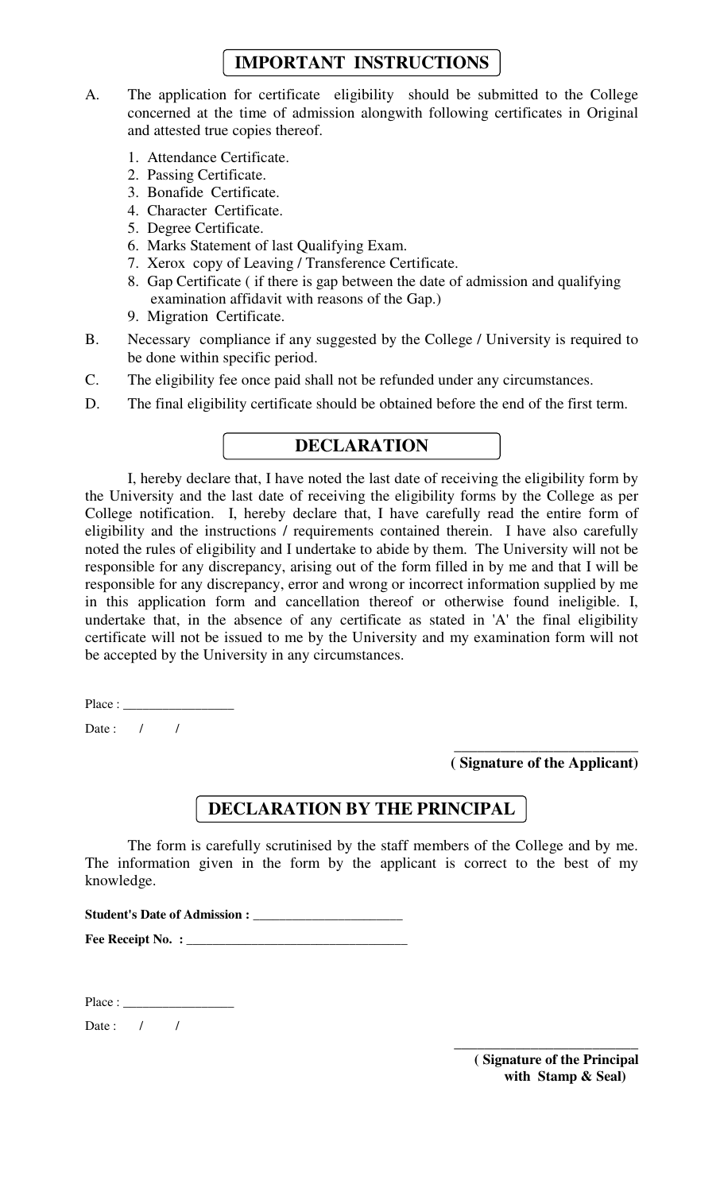## IMPORTANT INSTRUCTIONS

A. The application for certificate eligibility should be submitted to the College concerned at the time of admission alongwith following certificates in Original and attested true copies thereof.

1. Attendance Certificate.
2. Passing Certificate.
3. Bonafide Certificate.
4. Character Certificate.
5. Degree Certificate.
6. Marks Statement of last Qualifying Exam.
7. Xerox copy of Leaving / Transference Certificate.
8. Gap Certificate ( if there is gap between the date of admission and qualifying examination affidavit with reasons of the Gap.)
9. Migration Certificate.

B. Necessary compliance if any suggested by the College / University is required to be done within specific period.

C. The eligibility fee once paid shall not be refunded under any circumstances.

D. The final eligibility certificate should be obtained before the end of the first term.

## DECLARATION

I, hereby declare that, I have noted the last date of receiving the eligibility form by the University and the last date of receiving the eligibility forms by the College as per College notification. I, hereby declare that, I have carefully read the entire form of eligibility and the instructions / requirements contained therein. I have also carefully noted the rules of eligibility and I undertake to abide by them. The University will not be responsible for any discrepancy, arising out of the form filled in by me and that I will be responsible for any discrepancy, error and wrong or incorrect information supplied by me in this application form and cancellation thereof or otherwise found ineligible. I, undertake that, in the absence of any certificate as stated in 'A' the final eligibility certificate will not be issued to me by the University and my examination form will not be accepted by the University in any circumstances.

Place : ________________

Date : / /

__________________________
**( Signature of the Applicant)**

## DECLARATION BY THE PRINCIPAL

The form is carefully scrutinised by the staff members of the College and by me. The information given in the form by the applicant is correct to the best of my knowledge.

**Student's Date of Admission :** ______________________

**Fee Receipt No. :** ________________________________

Place : ________________

Date : / /

__________________________
**( Signature of the Principal with Stamp & Seal)**